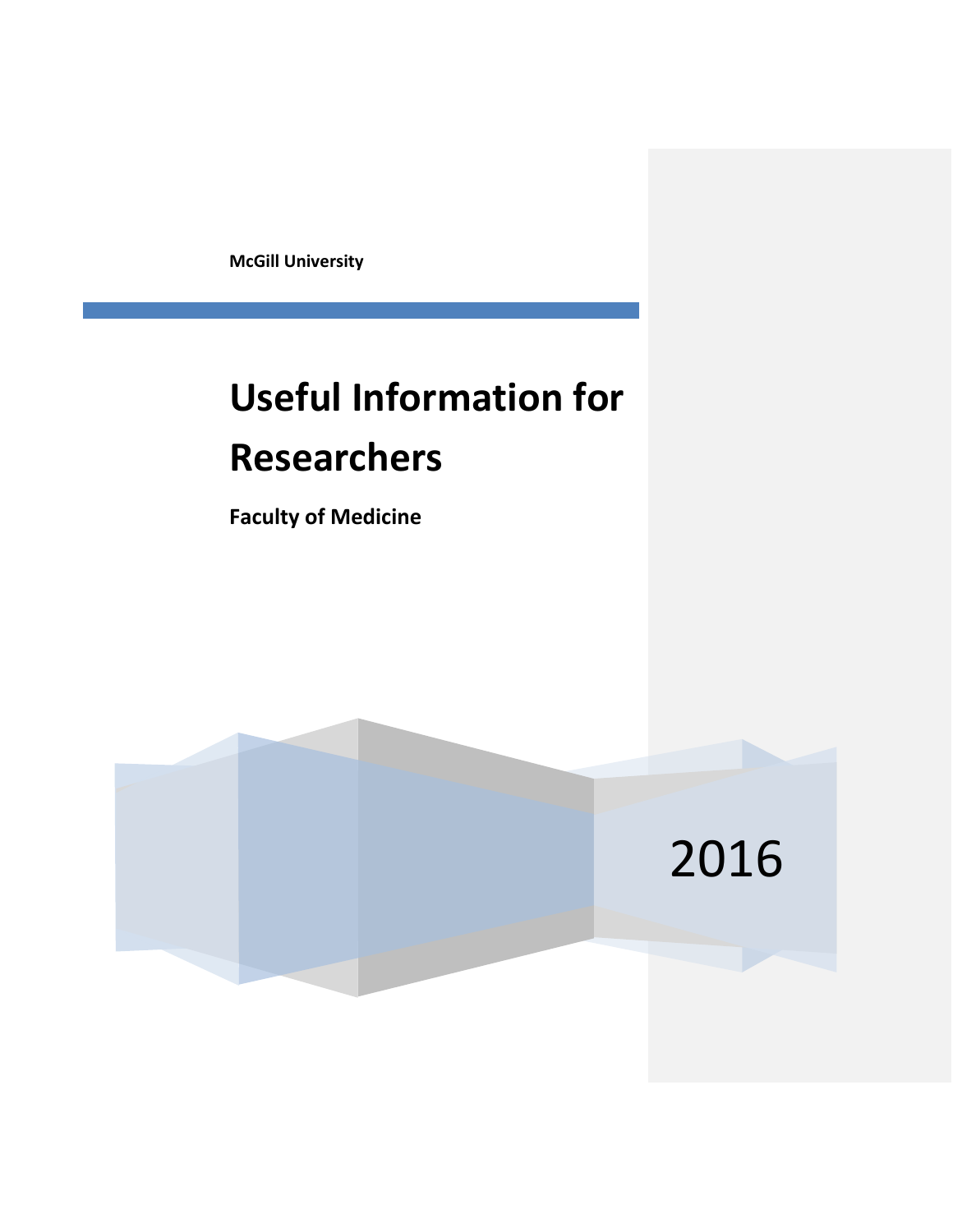McGill University

# Useful Information for Researchers

**Faculty of Medicine**

2016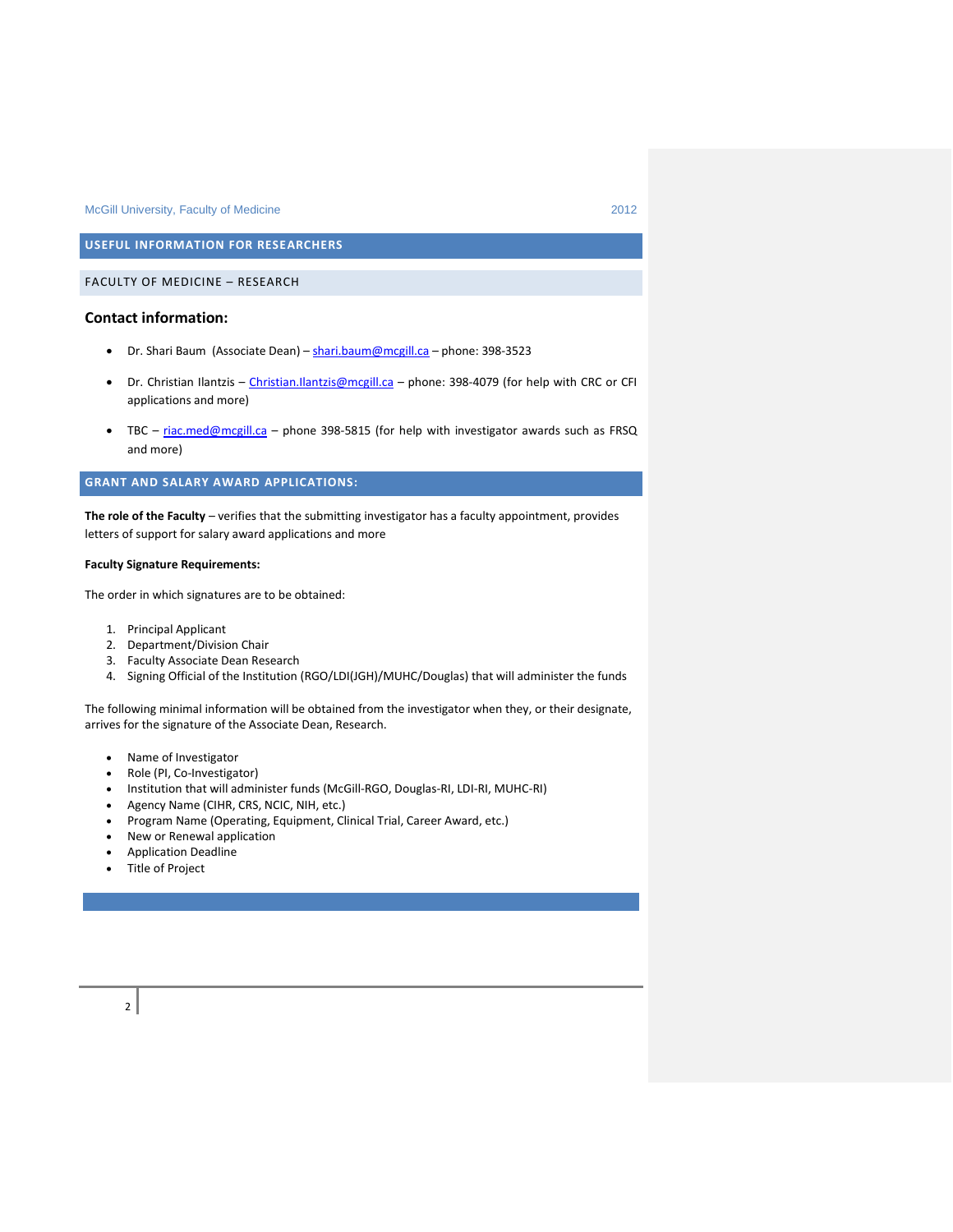## USEFUL INFORMATION FOR RESEARCHERS

### FACULTY OF MEDICINE – RESEARCH

### Contact information:

- Dr. Shari Baum (Associate Dean) – shari.baum@mcgill.ca – phone: 398-3523
- Dr. Christian Ilantzis – Christian.Ilantzis@mcgill.ca – phone: 398-4079 (for help with CRC or CFI applications and more)
- TBC – riac.med@mcgill.ca – phone 398-5815 (for help with investigator awards such as FRSQ and more)

## GRANT AND SALARY AWARD APPLICATIONS:

**The role of the Faculty** – verifies that the submitting investigator has a faculty appointment, provides letters of support for salary award applications and more

**Faculty Signature Requirements:**

The order in which signatures are to be obtained:

1. Principal Applicant
2. Department/Division Chair
3. Faculty Associate Dean Research
4. Signing Official of the Institution (RGO/LDI(JGH)/MUHC/Douglas) that will administer the funds

The following minimal information will be obtained from the investigator when they, or their designate, arrives for the signature of the Associate Dean, Research.

- Name of Investigator
- Role (PI, Co-Investigator)
- Institution that will administer funds (McGill-RGO, Douglas-RI, LDI-RI, MUHC-RI)
- Agency Name (CIHR, CRS, NCIC, NIH, etc.)
- Program Name (Operating, Equipment, Clinical Trial, Career Award, etc.)
- New or Renewal application
- Application Deadline
- Title of Project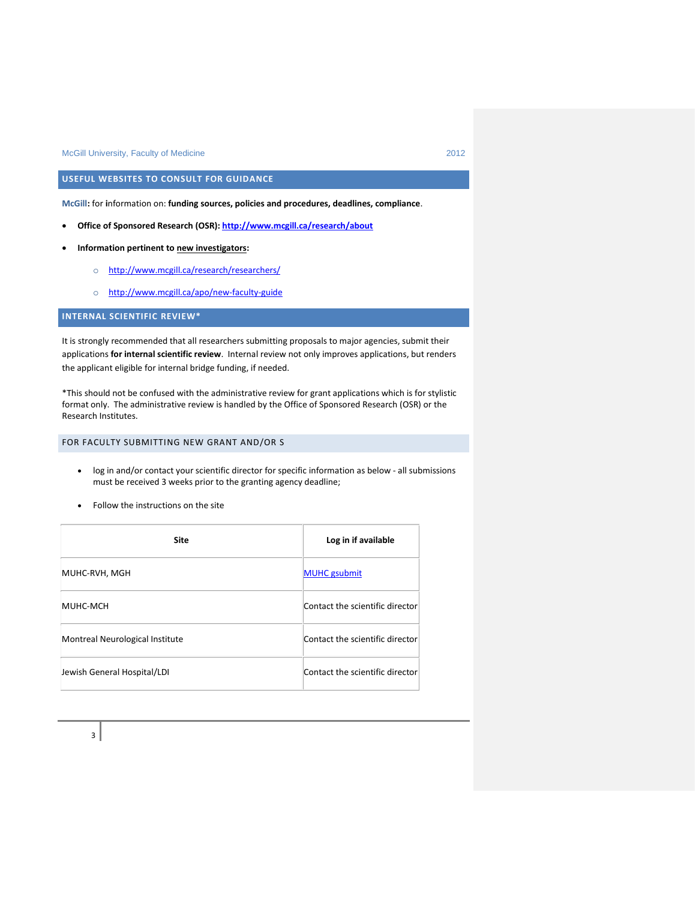## USEFUL WEBSITES TO CONSULT FOR GUIDANCE

**McGill:** for information on: **funding sources, policies and procedures, deadlines, compliance**.

- **Office of Sponsored Research (OSR): http://www.mcgill.ca/research/about**
- **Information pertinent to new investigators:**
  - http://www.mcgill.ca/research/researchers/
  - http://www.mcgill.ca/apo/new-faculty-guide

## INTERNAL SCIENTIFIC REVIEW*

It is strongly recommended that all researchers submitting proposals to major agencies, submit their applications **for internal scientific review**. Internal review not only improves applications, but renders the applicant eligible for internal bridge funding, if needed.

*This should not be confused with the administrative review for grant applications which is for stylistic format only. The administrative review is handled by the Office of Sponsored Research (OSR) or the Research Institutes.

### FOR FACULTY SUBMITTING NEW GRANT AND/OR S

- log in and/or contact your scientific director for specific information as below - all submissions must be received 3 weeks prior to the granting agency deadline;
- Follow the instructions on the site

| Site | Log in if available |
|---|---|
| MUHC-RVH, MGH | MUHC gsubmit |
| MUHC-MCH | Contact the scientific director |
| Montreal Neurological Institute | Contact the scientific director |
| Jewish General Hospital/LDI | Contact the scientific director |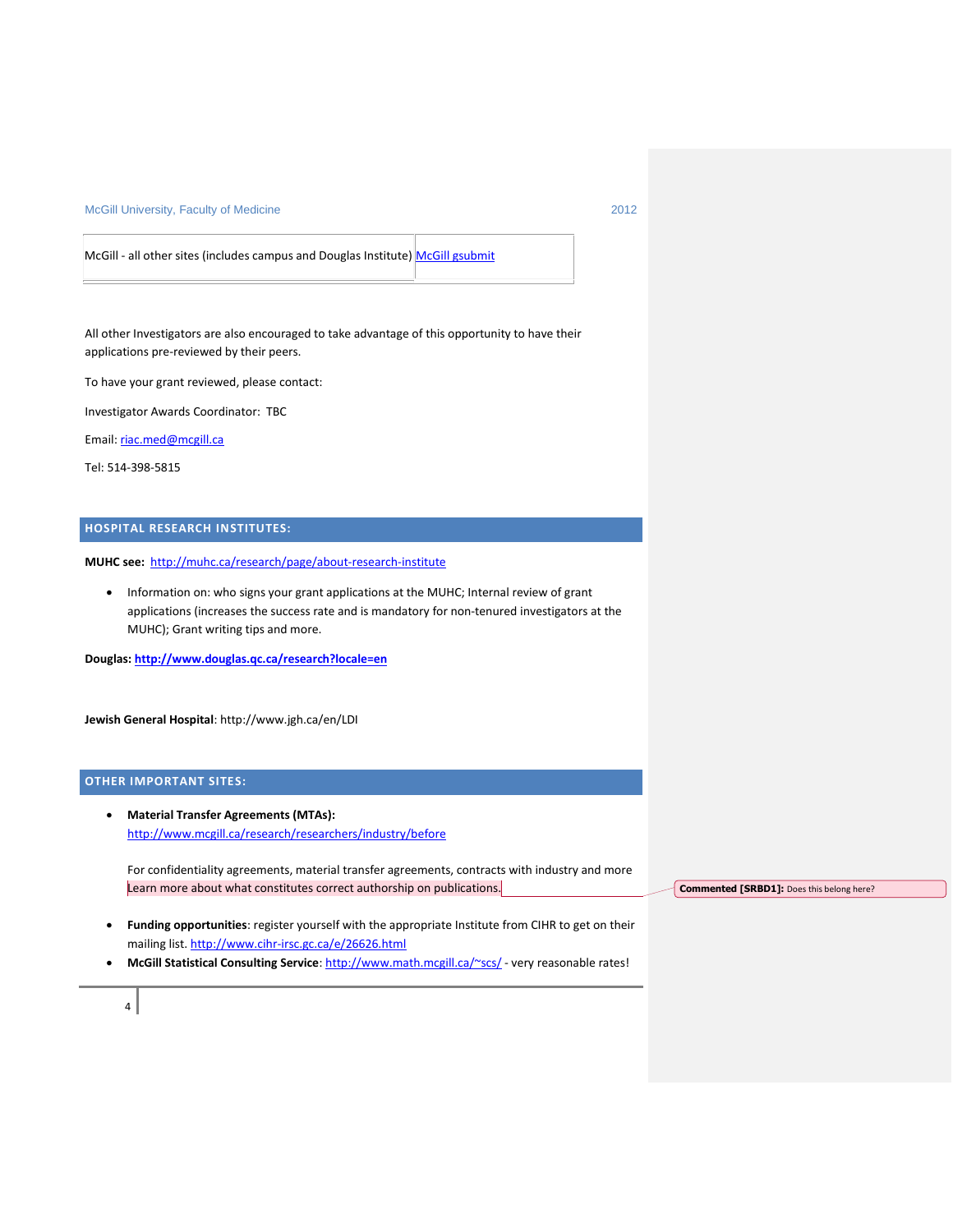| McGill - all other sites (includes campus and Douglas Institute) | McGill gsubmit |
| --- | --- |

All other Investigators are also encouraged to take advantage of this opportunity to have their applications pre-reviewed by their peers.

To have your grant reviewed, please contact:

Investigator Awards Coordinator: TBC

Email: riac.med@mcgill.ca

Tel: 514-398-5815

## HOSPITAL RESEARCH INSTITUTES:

**MUHC see:** http://muhc.ca/research/page/about-research-institute

- Information on: who signs your grant applications at the MUHC; Internal review of grant applications (increases the success rate and is mandatory for non-tenured investigators at the MUHC); Grant writing tips and more.

**Douglas: http://www.douglas.qc.ca/research?locale=en**

**Jewish General Hospital**: http://www.jgh.ca/en/LDI

## OTHER IMPORTANT SITES:

- **Material Transfer Agreements (MTAs):** http://www.mcgill.ca/research/researchers/industry/before

  For confidentiality agreements, material transfer agreements, contracts with industry and more Learn more about what constitutes correct authorship on publications.

  **Commented [SRBD1]:** Does this belong here?

- **Funding opportunities**: register yourself with the appropriate Institute from CIHR to get on their mailing list. http://www.cihr-irsc.gc.ca/e/26626.html
- **McGill Statistical Consulting Service**: http://www.math.mcgill.ca/~scs/ - very reasonable rates!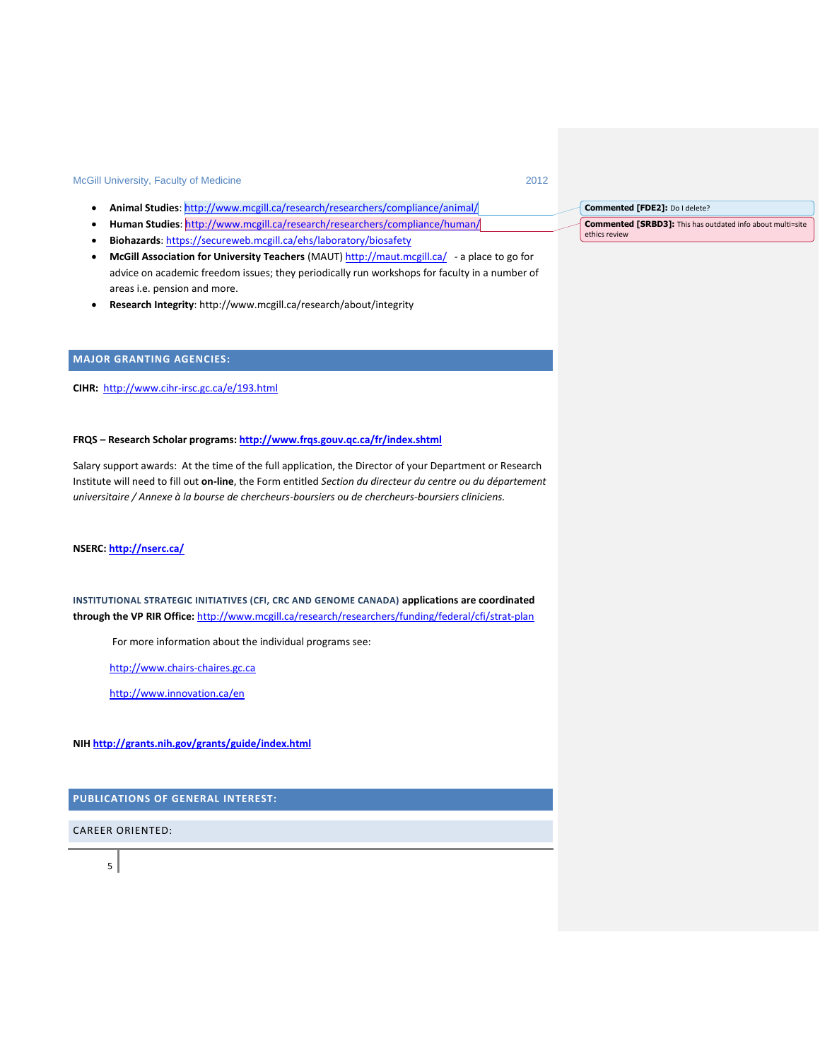- **Animal Studies**: http://www.mcgill.ca/research/researchers/compliance/animal/
- **Human Studies**: http://www.mcgill.ca/research/researchers/compliance/human/
- **Biohazards**: https://secureweb.mcgill.ca/ehs/laboratory/biosafety
- **McGill Association for University Teachers** (MAUT) http://maut.mcgill.ca/ - a place to go for advice on academic freedom issues; they periodically run workshops for faculty in a number of areas i.e. pension and more.
- **Research Integrity**: http://www.mcgill.ca/research/about/integrity

## MAJOR GRANTING AGENCIES:

**CIHR:** http://www.cihr-irsc.gc.ca/e/193.html

**FRQS – Research Scholar programs: http://www.frqs.gouv.qc.ca/fr/index.shtml**

Salary support awards: At the time of the full application, the Director of your Department or Research Institute will need to fill out **on-line**, the Form entitled *Section du directeur du centre ou du département universitaire / Annexe à la bourse de chercheurs-boursiers ou de chercheurs-boursiers cliniciens.*

**NSERC: http://nserc.ca/**

**INSTITUTIONAL STRATEGIC INITIATIVES (CFI, CRC AND GENOME CANADA) applications are coordinated through the VP RIR Office:** http://www.mcgill.ca/research/researchers/funding/federal/cfi/strat-plan

For more information about the individual programs see:

http://www.chairs-chaires.gc.ca

http://www.innovation.ca/en

**NIH http://grants.nih.gov/grants/guide/index.html**

## PUBLICATIONS OF GENERAL INTEREST:

### CAREER ORIENTED: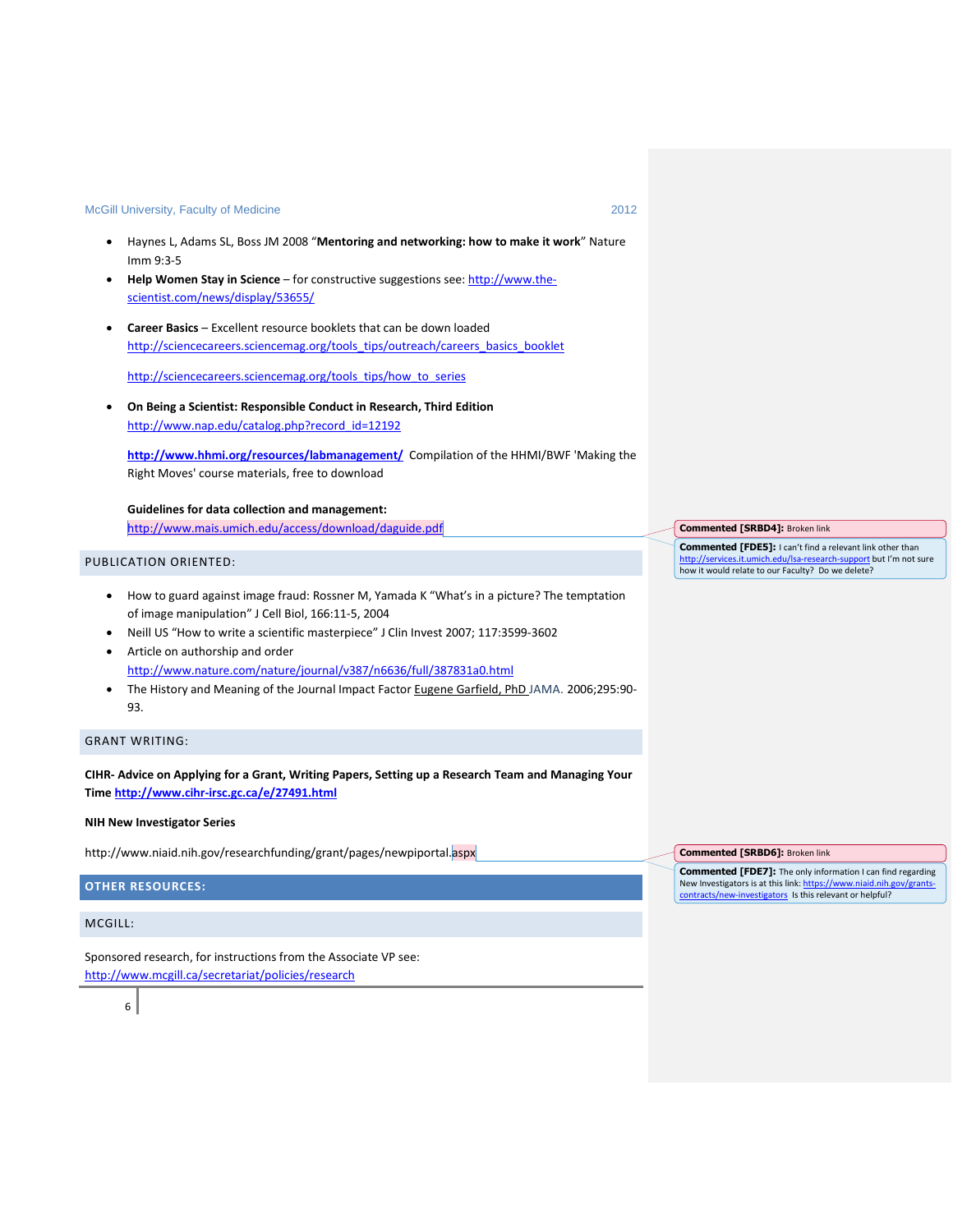- Haynes L, Adams SL, Boss JM 2008 "**Mentoring and networking: how to make it work**" Nature Imm 9:3-5
- **Help Women Stay in Science** – for constructive suggestions see: http://www.the-scientist.com/news/display/53655/
- **Career Basics** – Excellent resource booklets that can be down loaded http://sciencecareers.sciencemag.org/tools_tips/outreach/careers_basics_booklet

  http://sciencecareers.sciencemag.org/tools_tips/how_to_series
- **On Being a Scientist: Responsible Conduct in Research, Third Edition** http://www.nap.edu/catalog.php?record_id=12192

  **http://www.hhmi.org/resources/labmanagement/** Compilation of the HHMI/BWF 'Making the Right Moves' course materials, free to download

  **Guidelines for data collection and management:** http://www.mais.umich.edu/access/download/daguide.pdf

> **Commented [SRBD4]:** Broken link
>
> **Commented [FDE5]:** I can't find a relevant link other than http://services.it.umich.edu/lsa-research-support but I'm not sure how it would relate to our Faculty? Do we delete?

## PUBLICATION ORIENTED:

- How to guard against image fraud: Rossner M, Yamada K "What's in a picture? The temptation of image manipulation" J Cell Biol, 166:11-5, 2004
- Neill US "How to write a scientific masterpiece" J Clin Invest 2007; 117:3599-3602
- Article on authorship and order http://www.nature.com/nature/journal/v387/n6636/full/387831a0.html
- The History and Meaning of the Journal Impact Factor Eugene Garfield, PhD JAMA. 2006;295:90-93.

## GRANT WRITING:

**CIHR- Advice on Applying for a Grant, Writing Papers, Setting up a Research Team and Managing Your Time http://www.cihr-irsc.gc.ca/e/27491.html**

**NIH New Investigator Series**

http://www.niaid.nih.gov/researchfunding/grant/pages/newpiportal.aspx

> **Commented [SRBD6]:** Broken link
>
> **Commented [FDE7]:** The only information I can find regarding New Investigators is at this link: https://www.niaid.nih.gov/grants-contracts/new-investigators Is this relevant or helpful?

## OTHER RESOURCES:

## MCGILL:

Sponsored research, for instructions from the Associate VP see: http://www.mcgill.ca/secretariat/policies/research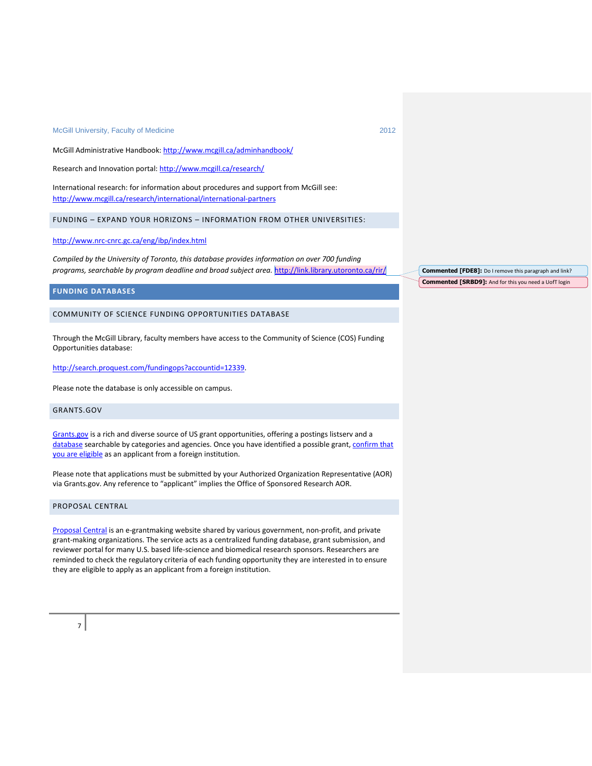McGill Administrative Handbook: http://www.mcgill.ca/adminhandbook/

Research and Innovation portal: http://www.mcgill.ca/research/

International research: for information about procedures and support from McGill see: http://www.mcgill.ca/research/international/international-partners

### FUNDING – EXPAND YOUR HORIZONS – INFORMATION FROM OTHER UNIVERSITIES:

http://www.nrc-cnrc.gc.ca/eng/ibp/index.html

*Compiled by the University of Toronto, this database provides information on over 700 funding programs, searchable by program deadline and broad subject area.* http://link.library.utoronto.ca/rir/

**Commented [FDE8]:** Do I remove this paragraph and link?

**Commented [SRBD9]:** And for this you need a UofT login

## FUNDING DATABASES

### COMMUNITY OF SCIENCE FUNDING OPPORTUNITIES DATABASE

Through the McGill Library, faculty members have access to the Community of Science (COS) Funding Opportunities database:

http://search.proquest.com/fundingops?accountid=12339.

Please note the database is only accessible on campus.

### GRANTS.GOV

Grants.gov is a rich and diverse source of US grant opportunities, offering a postings listserv and a database searchable by categories and agencies. Once you have identified a possible grant, confirm that you are eligible as an applicant from a foreign institution.

Please note that applications must be submitted by your Authorized Organization Representative (AOR) via Grants.gov. Any reference to "applicant" implies the Office of Sponsored Research AOR.

### PROPOSAL CENTRAL

Proposal Central is an e-grantmaking website shared by various government, non-profit, and private grant-making organizations. The service acts as a centralized funding database, grant submission, and reviewer portal for many U.S. based life-science and biomedical research sponsors. Researchers are reminded to check the regulatory criteria of each funding opportunity they are interested in to ensure they are eligible to apply as an applicant from a foreign institution.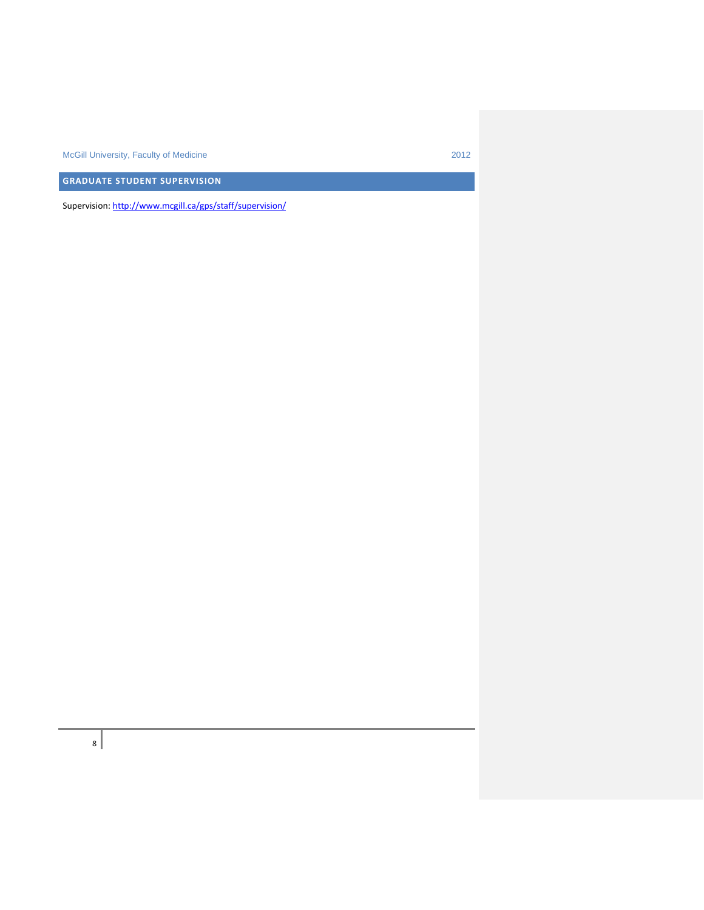## GRADUATE STUDENT SUPERVISION

Supervision: [http://www.mcgill.ca/gps/staff/supervision/](http://www.mcgill.ca/gps/staff/supervision/)